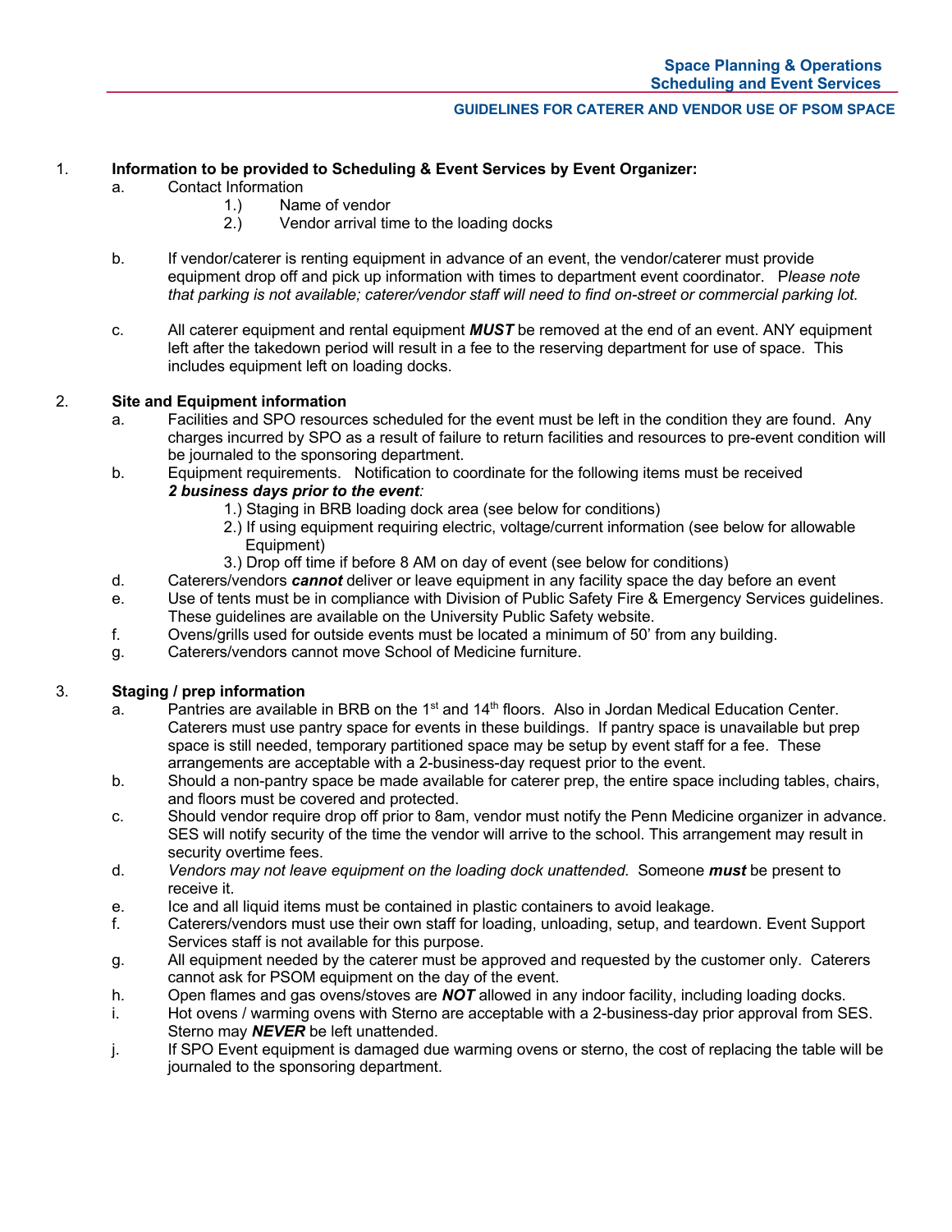**Space Planning & Operations**
**Scheduling and Event Services**

## GUIDELINES FOR CATERER AND VENDOR USE OF PSOM SPACE

1. **Information to be provided to Scheduling & Event Services by Event Organizer:**
   a. Contact Information
      1.) Name of vendor
      2.) Vendor arrival time to the loading docks

   b. If vendor/caterer is renting equipment in advance of an event, the vendor/caterer must provide equipment drop off and pick up information with times to department event coordinator. P*lease note that parking is not available; caterer/vendor staff will need to find on-street or commercial parking lot.*

   c. All caterer equipment and rental equipment ***MUST*** be removed at the end of an event. ANY equipment left after the takedown period will result in a fee to the reserving department for use of space. This includes equipment left on loading docks.

2. **Site and Equipment information**
   a. Facilities and SPO resources scheduled for the event must be left in the condition they are found. Any charges incurred by SPO as a result of failure to return facilities and resources to pre-event condition will be journaled to the sponsoring department.
   b. Equipment requirements. Notification to coordinate for the following items must be received ***2 business days prior to the event****:*
      1.) Staging in BRB loading dock area (see below for conditions)
      2.) If using equipment requiring electric, voltage/current information (see below for allowable Equipment)
      3.) Drop off time if before 8 AM on day of event (see below for conditions)
   d. Caterers/vendors ***cannot*** deliver or leave equipment in any facility space the day before an event
   e. Use of tents must be in compliance with Division of Public Safety Fire & Emergency Services guidelines. These guidelines are available on the University Public Safety website.
   f. Ovens/grills used for outside events must be located a minimum of 50' from any building.
   g. Caterers/vendors cannot move School of Medicine furniture.

3. **Staging / prep information**
   a. Pantries are available in BRB on the 1st and 14th floors. Also in Jordan Medical Education Center. Caterers must use pantry space for events in these buildings. If pantry space is unavailable but prep space is still needed, temporary partitioned space may be setup by event staff for a fee. These arrangements are acceptable with a 2-business-day request prior to the event.
   b. Should a non-pantry space be made available for caterer prep, the entire space including tables, chairs, and floors must be covered and protected.
   c. Should vendor require drop off prior to 8am, vendor must notify the Penn Medicine organizer in advance. SES will notify security of the time the vendor will arrive to the school. This arrangement may result in security overtime fees.
   d. *Vendors may not leave equipment on the loading dock unattended.* Someone ***must*** be present to receive it.
   e. Ice and all liquid items must be contained in plastic containers to avoid leakage.
   f. Caterers/vendors must use their own staff for loading, unloading, setup, and teardown. Event Support Services staff is not available for this purpose.
   g. All equipment needed by the caterer must be approved and requested by the customer only. Caterers cannot ask for PSOM equipment on the day of the event.
   h. Open flames and gas ovens/stoves are ***NOT*** allowed in any indoor facility, including loading docks.
   i. Hot ovens / warming ovens with Sterno are acceptable with a 2-business-day prior approval from SES. Sterno may ***NEVER*** be left unattended.
   j. If SPO Event equipment is damaged due warming ovens or sterno, the cost of replacing the table will be journaled to the sponsoring department.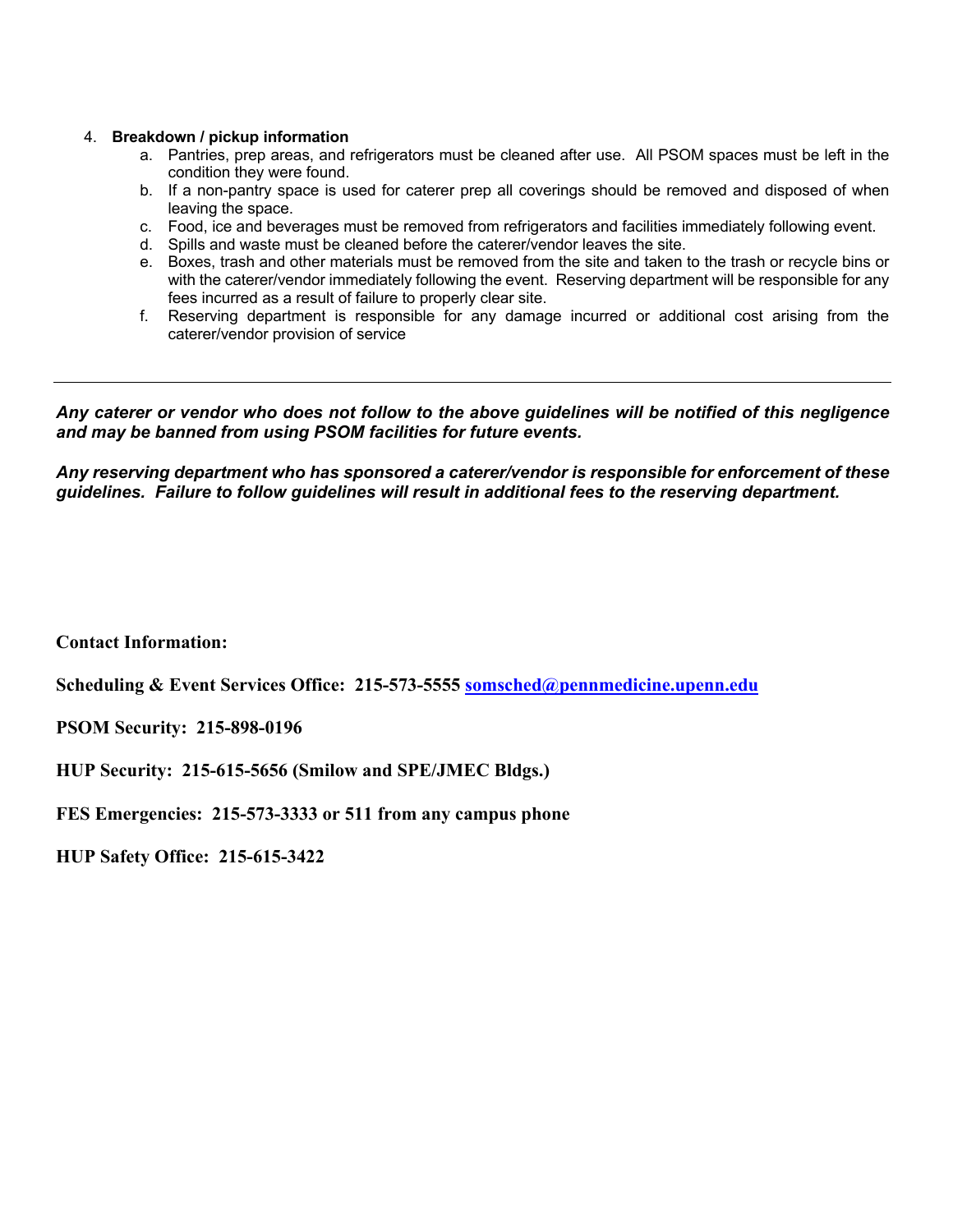4. **Breakdown / pickup information**
   a. Pantries, prep areas, and refrigerators must be cleaned after use. All PSOM spaces must be left in the condition they were found.
   b. If a non-pantry space is used for caterer prep all coverings should be removed and disposed of when leaving the space.
   c. Food, ice and beverages must be removed from refrigerators and facilities immediately following event.
   d. Spills and waste must be cleaned before the caterer/vendor leaves the site.
   e. Boxes, trash and other materials must be removed from the site and taken to the trash or recycle bins or with the caterer/vendor immediately following the event. Reserving department will be responsible for any fees incurred as a result of failure to properly clear site.
   f. Reserving department is responsible for any damage incurred or additional cost arising from the caterer/vendor provision of service

---

***Any caterer or vendor who does not follow to the above guidelines will be notified of this negligence and may be banned from using PSOM facilities for future events.***

***Any reserving department who has sponsored a caterer/vendor is responsible for enforcement of these guidelines. Failure to follow guidelines will result in additional fees to the reserving department.***

**Contact Information:**

**Scheduling & Event Services Office: 215-573-5555 [somsched@pennmedicine.upenn.edu](mailto:somsched@pennmedicine.upenn.edu)**

**PSOM Security: 215-898-0196**

**HUP Security: 215-615-5656 (Smilow and SPE/JMEC Bldgs.)**

**FES Emergencies: 215-573-3333 or 511 from any campus phone**

**HUP Safety Office: 215-615-3422**